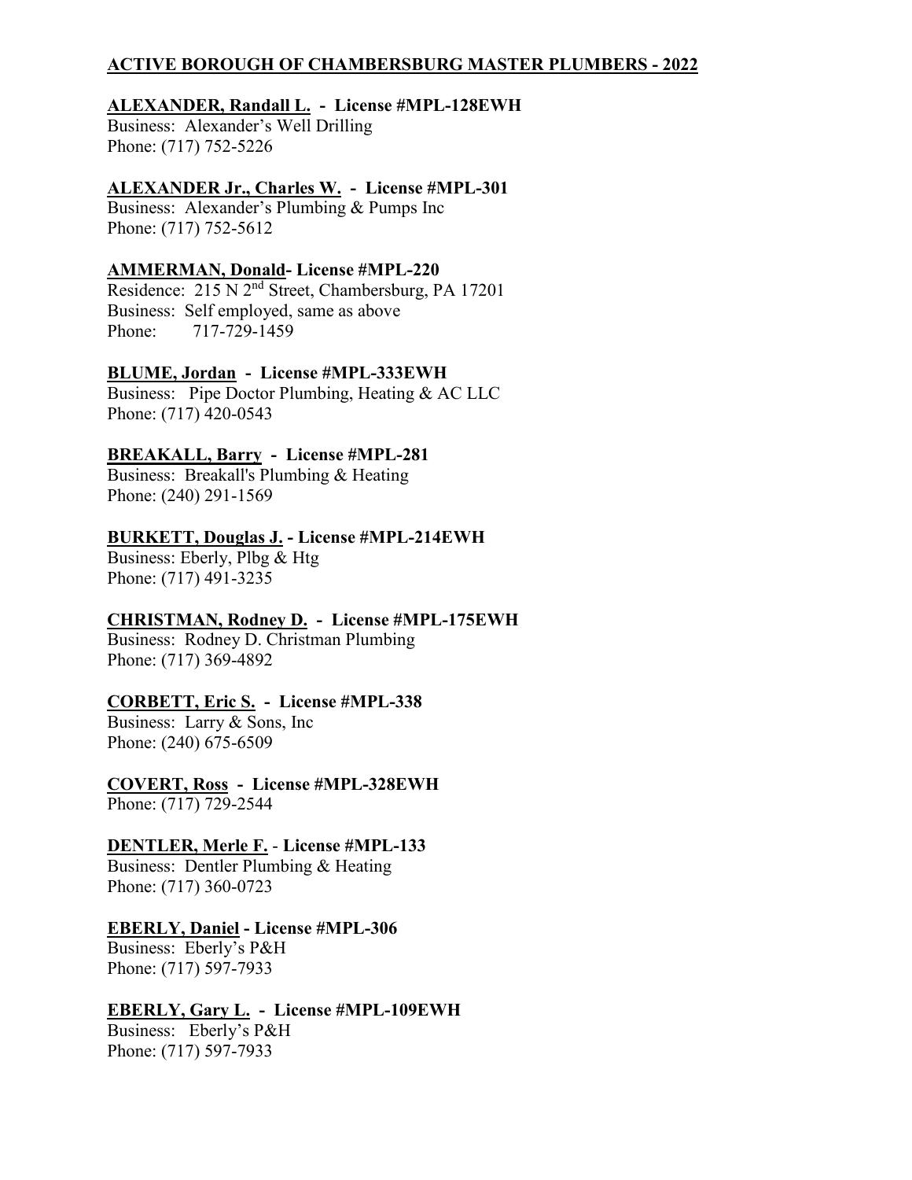## ACTIVE BOROUGH OF CHAMBERSBURG MASTER PLUMBERS - 2022

**ALEXANDER, Randall L. - License #MPL-128EWH**
Business: Alexander's Well Drilling
Phone: (717) 752-5226

**ALEXANDER Jr., Charles W. - License #MPL-301**
Business: Alexander's Plumbing & Pumps Inc
Phone: (717) 752-5612

**AMMERMAN, Donald- License #MPL-220**
Residence: 215 N 2nd Street, Chambersburg, PA 17201
Business: Self employed, same as above
Phone: 717-729-1459

**BLUME, Jordan - License #MPL-333EWH**
Business: Pipe Doctor Plumbing, Heating & AC LLC
Phone: (717) 420-0543

**BREAKALL, Barry - License #MPL-281**
Business: Breakall's Plumbing & Heating
Phone: (240) 291-1569

**BURKETT, Douglas J. - License #MPL-214EWH**
Business: Eberly, Plbg & Htg
Phone: (717) 491-3235

**CHRISTMAN, Rodney D. - License #MPL-175EWH**
Business: Rodney D. Christman Plumbing
Phone: (717) 369-4892

**CORBETT, Eric S. - License #MPL-338**
Business: Larry & Sons, Inc
Phone: (240) 675-6509

**COVERT, Ross - License #MPL-328EWH**
Phone: (717) 729-2544

**DENTLER, Merle F. - License #MPL-133**
Business: Dentler Plumbing & Heating
Phone: (717) 360-0723

**EBERLY, Daniel - License #MPL-306**
Business: Eberly's P&H
Phone: (717) 597-7933

**EBERLY, Gary L. - License #MPL-109EWH**
Business: Eberly's P&H
Phone: (717) 597-7933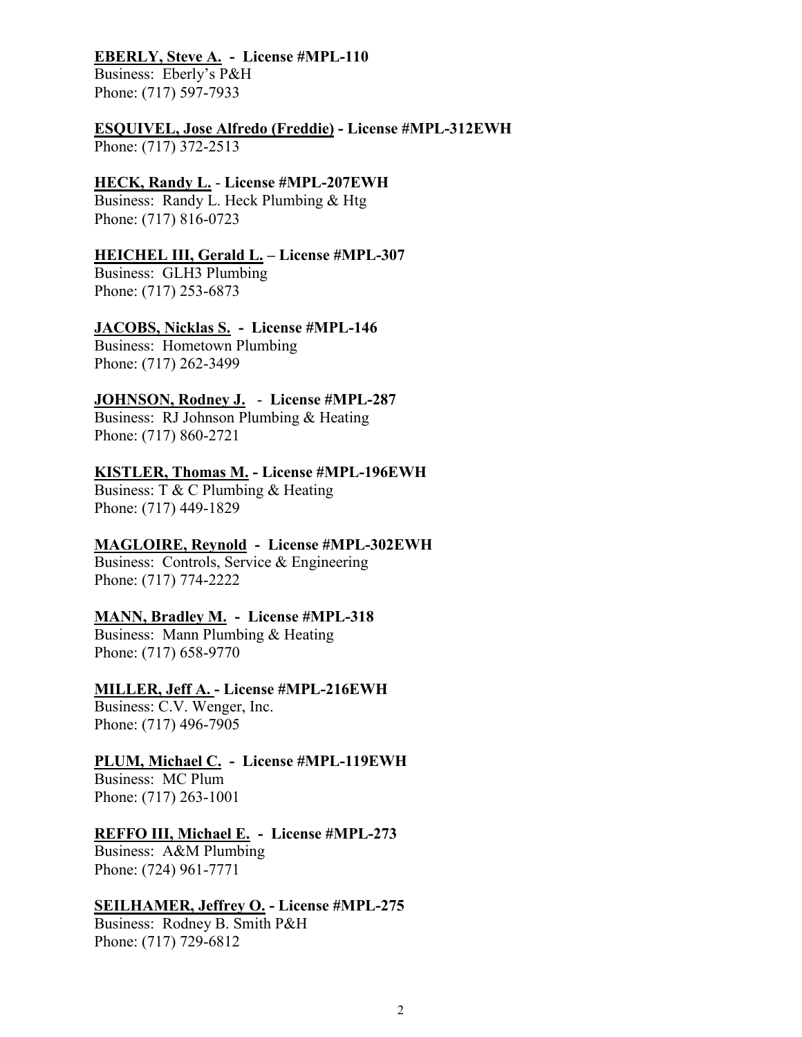**EBERLY, Steve A. - License #MPL-110**
Business: Eberly's P&H
Phone: (717) 597-7933

**ESQUIVEL, Jose Alfredo (Freddie) - License #MPL-312EWH**
Phone: (717) 372-2513

**HECK, Randy L. - License #MPL-207EWH**
Business: Randy L. Heck Plumbing & Htg
Phone: (717) 816-0723

**HEICHEL III, Gerald L. – License #MPL-307**
Business: GLH3 Plumbing
Phone: (717) 253-6873

**JACOBS, Nicklas S. - License #MPL-146**
Business: Hometown Plumbing
Phone: (717) 262-3499

**JOHNSON, Rodney J. - License #MPL-287**
Business: RJ Johnson Plumbing & Heating
Phone: (717) 860-2721

**KISTLER, Thomas M. - License #MPL-196EWH**
Business: T & C Plumbing & Heating
Phone: (717) 449-1829

**MAGLOIRE, Reynold - License #MPL-302EWH**
Business: Controls, Service & Engineering
Phone: (717) 774-2222

**MANN, Bradley M. - License #MPL-318**
Business: Mann Plumbing & Heating
Phone: (717) 658-9770

**MILLER, Jeff A. - License #MPL-216EWH**
Business: C.V. Wenger, Inc.
Phone: (717) 496-7905

**PLUM, Michael C. - License #MPL-119EWH**
Business: MC Plum
Phone: (717) 263-1001

**REFFO III, Michael E. - License #MPL-273**
Business: A&M Plumbing
Phone: (724) 961-7771

**SEILHAMER, Jeffrey O. - License #MPL-275**
Business: Rodney B. Smith P&H
Phone: (717) 729-6812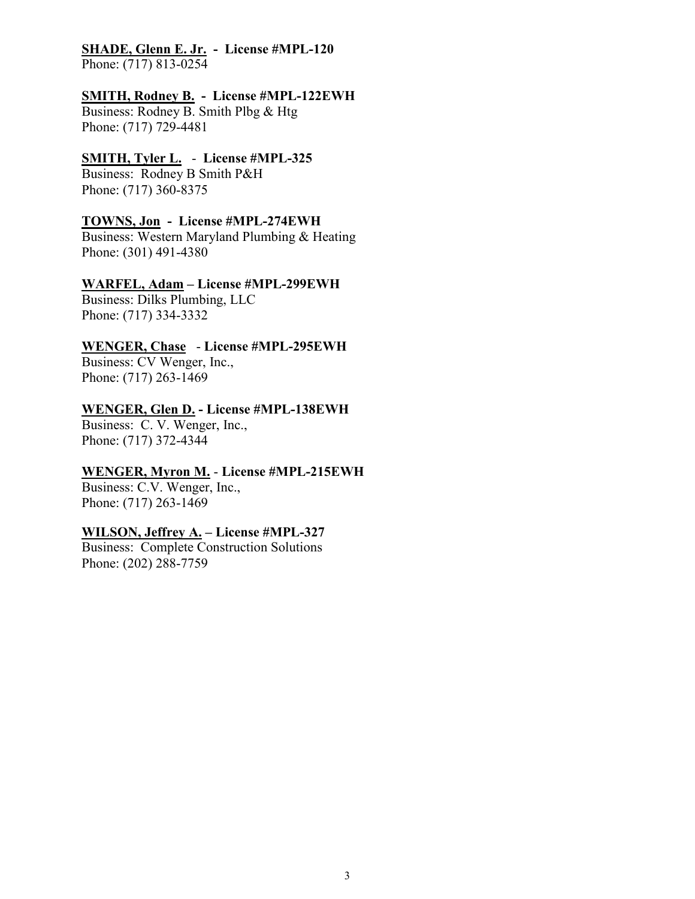**SHADE, Glenn E. Jr. - License #MPL-120**
Phone: (717) 813-0254

**SMITH, Rodney B. - License #MPL-122EWH**
Business: Rodney B. Smith Plbg & Htg
Phone: (717) 729-4481

**SMITH, Tyler L. - License #MPL-325**
Business: Rodney B Smith P&H
Phone: (717) 360-8375

**TOWNS, Jon - License #MPL-274EWH**
Business: Western Maryland Plumbing & Heating
Phone: (301) 491-4380

**WARFEL, Adam – License #MPL-299EWH**
Business: Dilks Plumbing, LLC
Phone: (717) 334-3332

**WENGER, Chase - License #MPL-295EWH**
Business: CV Wenger, Inc.,
Phone: (717) 263-1469

**WENGER, Glen D. - License #MPL-138EWH**
Business: C. V. Wenger, Inc.,
Phone: (717) 372-4344

**WENGER, Myron M. - License #MPL-215EWH**
Business: C.V. Wenger, Inc.,
Phone: (717) 263-1469

**WILSON, Jeffrey A. – License #MPL-327**
Business: Complete Construction Solutions
Phone: (202) 288-7759